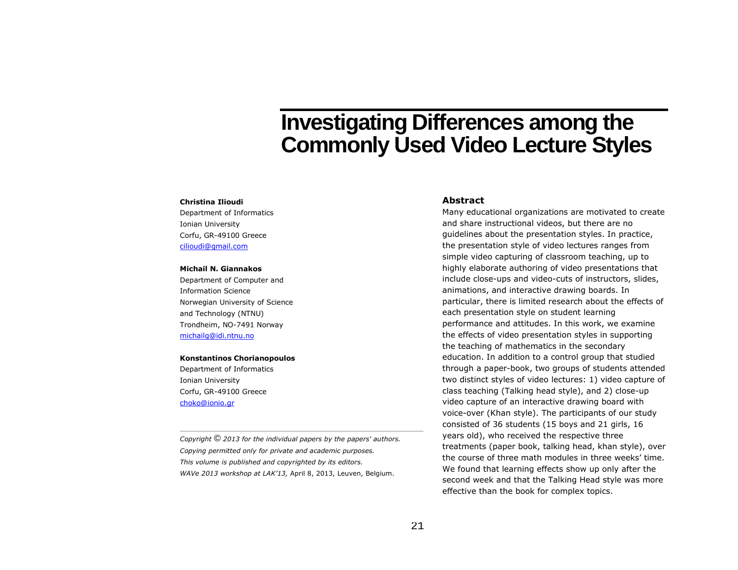# Investigating Differences among the Commonly Used Video Lecture Styles

**Christina Ilioudi**
Department of Informatics
Ionian University
Corfu, GR-49100 Greece
cilioudi@gmail.com

**Michail N. Giannakos**
Department of Computer and Information Science
Norwegian University of Science and Technology (NTNU)
Trondheim, NO-7491 Norway
michailg@idi.ntnu.no

**Konstantinos Chorianopoulos**
Department of Informatics
Ionian University
Corfu, GR-49100 Greece
choko@ionio.gr

*Copyright © 2013 for the individual papers by the papers' authors. Copying permitted only for private and academic purposes. This volume is published and copyrighted by its editors. WAVe 2013 workshop at LAK'13,* April 8, 2013, Leuven, Belgium.

## Abstract

Many educational organizations are motivated to create and share instructional videos, but there are no guidelines about the presentation styles. In practice, the presentation style of video lectures ranges from simple video capturing of classroom teaching, up to highly elaborate authoring of video presentations that include close-ups and video-cuts of instructors, slides, animations, and interactive drawing boards. In particular, there is limited research about the effects of each presentation style on student learning performance and attitudes. In this work, we examine the effects of video presentation styles in supporting the teaching of mathematics in the secondary education. In addition to a control group that studied through a paper-book, two groups of students attended two distinct styles of video lectures: 1) video capture of class teaching (Talking head style), and 2) close-up video capture of an interactive drawing board with voice-over (Khan style). The participants of our study consisted of 36 students (15 boys and 21 girls, 16 years old), who received the respective three treatments (paper book, talking head, khan style), over the course of three math modules in three weeks' time. We found that learning effects show up only after the second week and that the Talking Head style was more effective than the book for complex topics.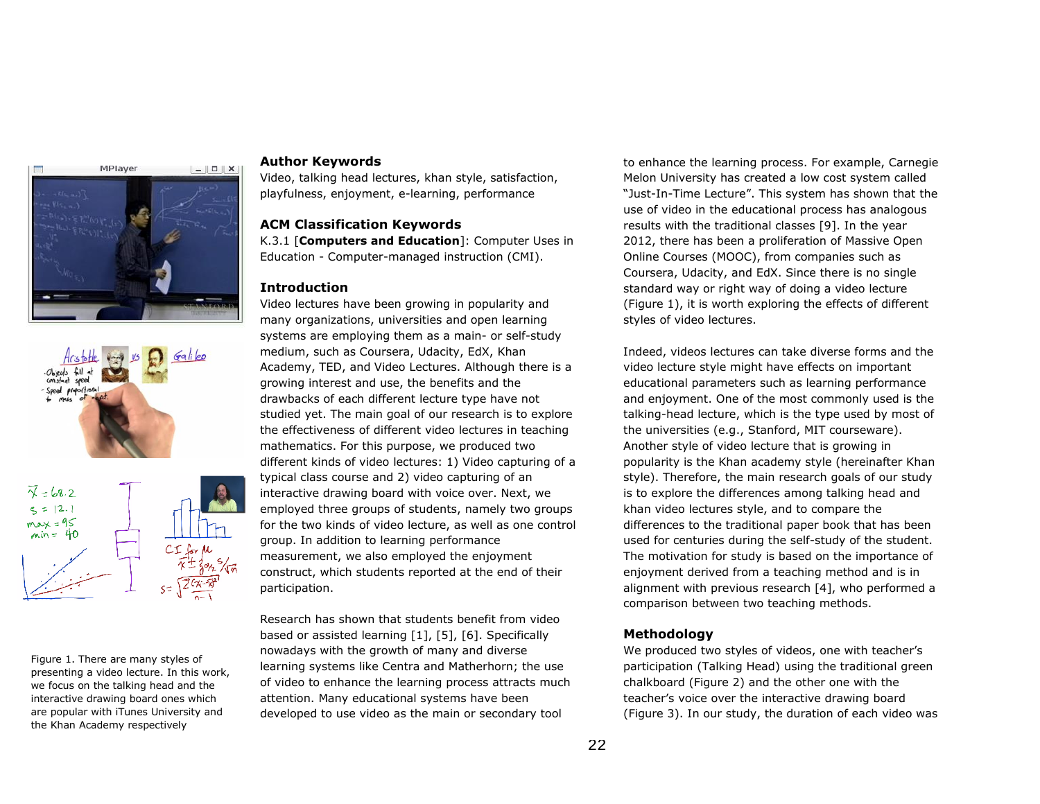Figure 1. There are many styles of presenting a video lecture. In this work, we focus on the talking head and the interactive drawing board ones which are popular with iTunes University and the Khan Academy respectively

## Author Keywords

Video, talking head lectures, khan style, satisfaction, playfulness, enjoyment, e-learning, performance

## ACM Classification Keywords

K.3.1 [**Computers and Education**]: Computer Uses in Education - Computer-managed instruction (CMI).

## Introduction

Video lectures have been growing in popularity and many organizations, universities and open learning systems are employing them as a main- or self-study medium, such as Coursera, Udacity, EdX, Khan Academy, TED, and Video Lectures. Although there is a growing interest and use, the benefits and the drawbacks of each different lecture type have not studied yet. The main goal of our research is to explore the effectiveness of different video lectures in teaching mathematics. For this purpose, we produced two different kinds of video lectures: 1) Video capturing of a typical class course and 2) video capturing of an interactive drawing board with voice over. Next, we employed three groups of students, namely two groups for the two kinds of video lecture, as well as one control group. In addition to learning performance measurement, we also employed the enjoyment construct, which students reported at the end of their participation.

Research has shown that students benefit from video based or assisted learning [1], [5], [6]. Specifically nowadays with the growth of many and diverse learning systems like Centra and Matherhorn; the use of video to enhance the learning process attracts much attention. Many educational systems have been developed to use video as the main or secondary tool to enhance the learning process. For example, Carnegie Melon University has created a low cost system called "Just-In-Time Lecture". This system has shown that the use of video in the educational process has analogous results with the traditional classes [9]. In the year 2012, there has been a proliferation of Massive Open Online Courses (MOOC), from companies such as Coursera, Udacity, and EdX. Since there is no single standard way or right way of doing a video lecture (Figure 1), it is worth exploring the effects of different styles of video lectures.

Indeed, videos lectures can take diverse forms and the video lecture style might have effects on important educational parameters such as learning performance and enjoyment. One of the most commonly used is the talking-head lecture, which is the type used by most of the universities (e.g., Stanford, MIT courseware). Another style of video lecture that is growing in popularity is the Khan academy style (hereinafter Khan style). Therefore, the main research goals of our study is to explore the differences among talking head and khan video lectures style, and to compare the differences to the traditional paper book that has been used for centuries during the self-study of the student. The motivation for study is based on the importance of enjoyment derived from a teaching method and is in alignment with previous research [4], who performed a comparison between two teaching methods.

## Methodology

We produced two styles of videos, one with teacher's participation (Talking Head) using the traditional green chalkboard (Figure 2) and the other one with the teacher's voice over the interactive drawing board (Figure 3). In our study, the duration of each video was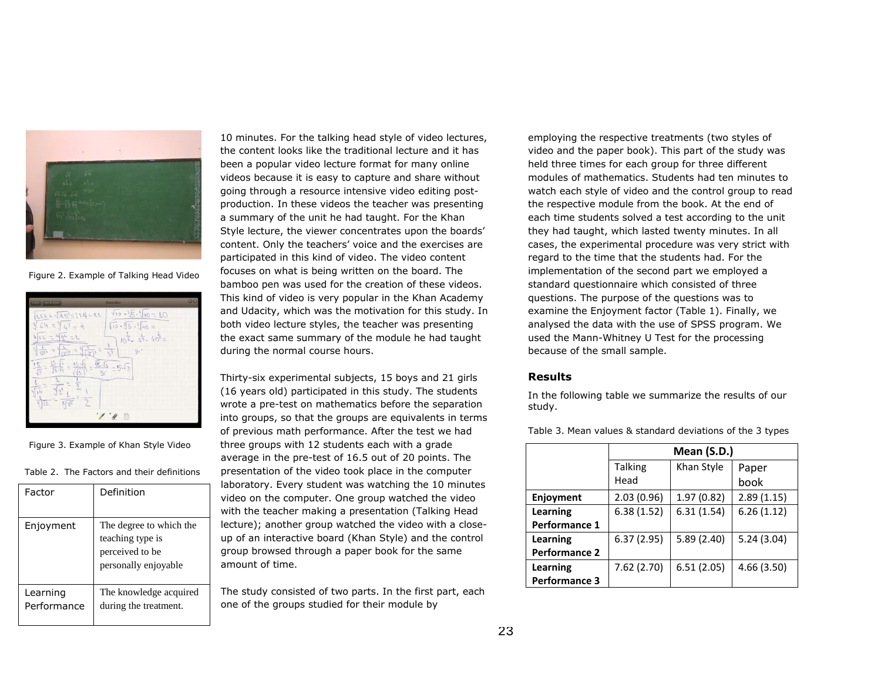Figure 2. Example of Talking Head Video

Figure 3. Example of Khan Style Video

Table 2. The Factors and their definitions

| Factor | Definition |
|---|---|
| Enjoyment | The degree to which the teaching type is perceived to be personally enjoyable |
| Learning Performance | The knowledge acquired during the treatment. |

10 minutes. For the talking head style of video lectures, the content looks like the traditional lecture and it has been a popular video lecture format for many online videos because it is easy to capture and share without going through a resource intensive video editing post-production. In these videos the teacher was presenting a summary of the unit he had taught. For the Khan Style lecture, the viewer concentrates upon the boards' content. Only the teachers' voice and the exercises are participated in this kind of video. The video content focuses on what is being written on the board. The bamboo pen was used for the creation of these videos. This kind of video is very popular in the Khan Academy and Udacity, which was the motivation for this study. In both video lecture styles, the teacher was presenting the exact same summary of the module he had taught during the normal course hours.

Thirty-six experimental subjects, 15 boys and 21 girls (16 years old) participated in this study. The students wrote a pre-test on mathematics before the separation into groups, so that the groups are equivalents in terms of previous math performance. After the test we had three groups with 12 students each with a grade average in the pre-test of 16.5 out of 20 points. The presentation of the video took place in the computer laboratory. Every student was watching the 10 minutes video on the computer. One group watched the video with the teacher making a presentation (Talking Head lecture); another group watched the video with a close-up of an interactive board (Khan Style) and the control group browsed through a paper book for the same amount of time.

The study consisted of two parts. In the first part, each one of the groups studied for their module by employing the respective treatments (two styles of video and the paper book). This part of the study was held three times for each group for three different modules of mathematics. Students had ten minutes to watch each style of video and the control group to read the respective module from the book. At the end of each time students solved a test according to the unit they had taught, which lasted twenty minutes. In all cases, the experimental procedure was very strict with regard to the time that the students had. For the implementation of the second part we employed a standard questionnaire which consisted of three questions. The purpose of the questions was to examine the Enjoyment factor (Table 1). Finally, we analysed the data with the use of SPSS program. We used the Mann-Whitney U Test for the processing because of the small sample.

### Results

In the following table we summarize the results of our study.

Table 3. Mean values & standard deviations of the 3 types

| | Mean (S.D.) | | |
|---|---|---|---|
| | Talking Head | Khan Style | Paper book |
| **Enjoyment** | 2.03 (0.96) | 1.97 (0.82) | 2.89 (1.15) |
| **Learning Performance 1** | 6.38 (1.52) | 6.31 (1.54) | 6.26 (1.12) |
| **Learning Performance 2** | 6.37 (2.95) | 5.89 (2.40) | 5.24 (3.04) |
| **Learning Performance 3** | 7.62 (2.70) | 6.51 (2.05) | 4.66 (3.50) |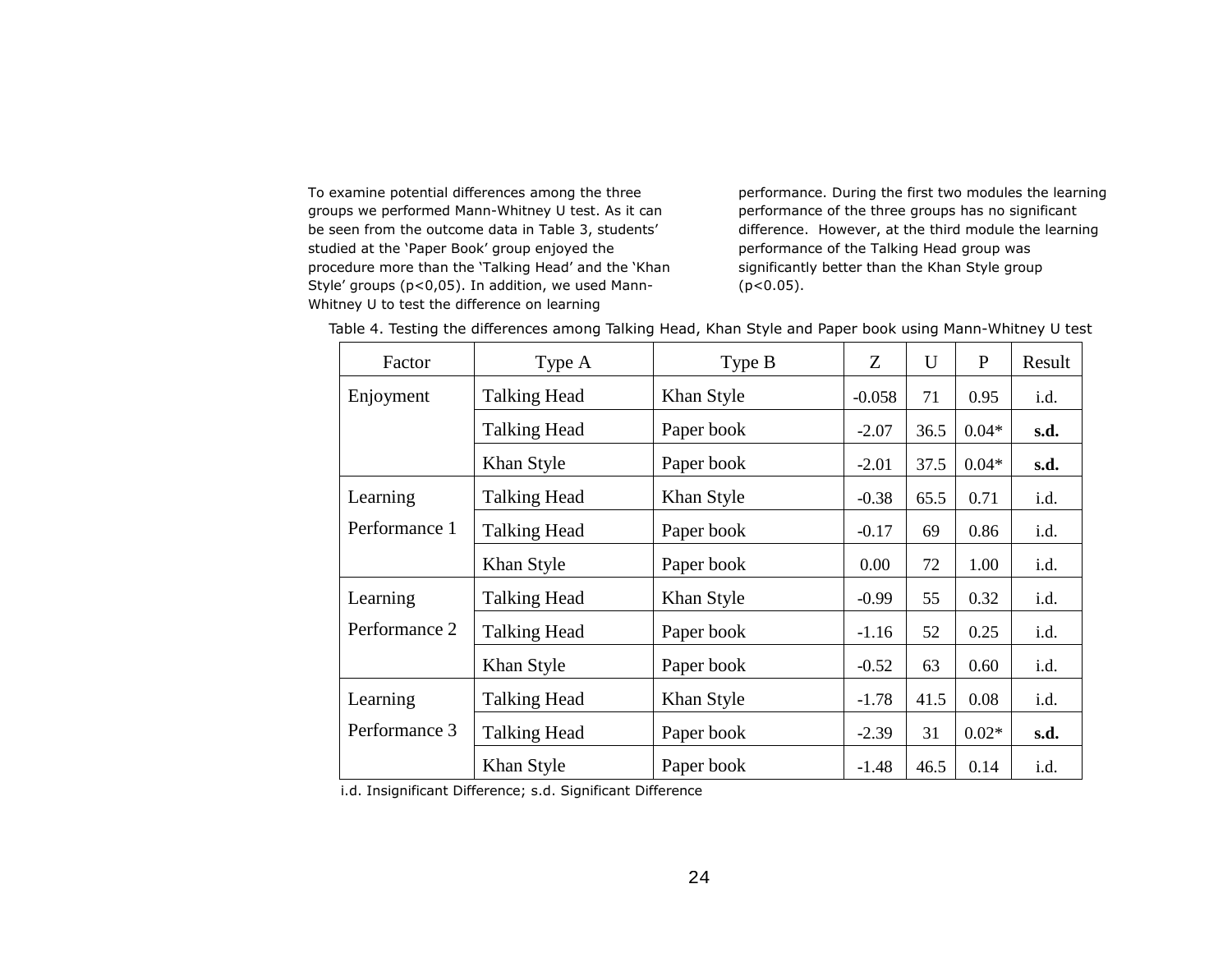To examine potential differences among the three groups we performed Mann-Whitney U test. As it can be seen from the outcome data in Table 3, students' studied at the 'Paper Book' group enjoyed the procedure more than the 'Talking Head' and the 'Khan Style' groups ($p<0,05$). In addition, we used Mann-Whitney U to test the difference on learning performance. During the first two modules the learning performance of the three groups has no significant difference. However, at the third module the learning performance of the Talking Head group was significantly better than the Khan Style group ($p<0.05$).

Table 4. Testing the differences among Talking Head, Khan Style and Paper book using Mann-Whitney U test

| Factor | Type A | Type B | Z | U | P | Result |
|---|---|---|---|---|---|---|
| Enjoyment | Talking Head | Khan Style | -0.058 | 71 | 0.95 | i.d. |
| | Talking Head | Paper book | -2.07 | 36.5 | 0.04* | **s.d.** |
| | Khan Style | Paper book | -2.01 | 37.5 | 0.04* | **s.d.** |
| Learning Performance 1 | Talking Head | Khan Style | -0.38 | 65.5 | 0.71 | i.d. |
| | Talking Head | Paper book | -0.17 | 69 | 0.86 | i.d. |
| | Khan Style | Paper book | 0.00 | 72 | 1.00 | i.d. |
| Learning Performance 2 | Talking Head | Khan Style | -0.99 | 55 | 0.32 | i.d. |
| | Talking Head | Paper book | -1.16 | 52 | 0.25 | i.d. |
| | Khan Style | Paper book | -0.52 | 63 | 0.60 | i.d. |
| Learning Performance 3 | Talking Head | Khan Style | -1.78 | 41.5 | 0.08 | i.d. |
| | Talking Head | Paper book | -2.39 | 31 | 0.02* | **s.d.** |
| | Khan Style | Paper book | -1.48 | 46.5 | 0.14 | i.d. |

i.d. Insignificant Difference; s.d. Significant Difference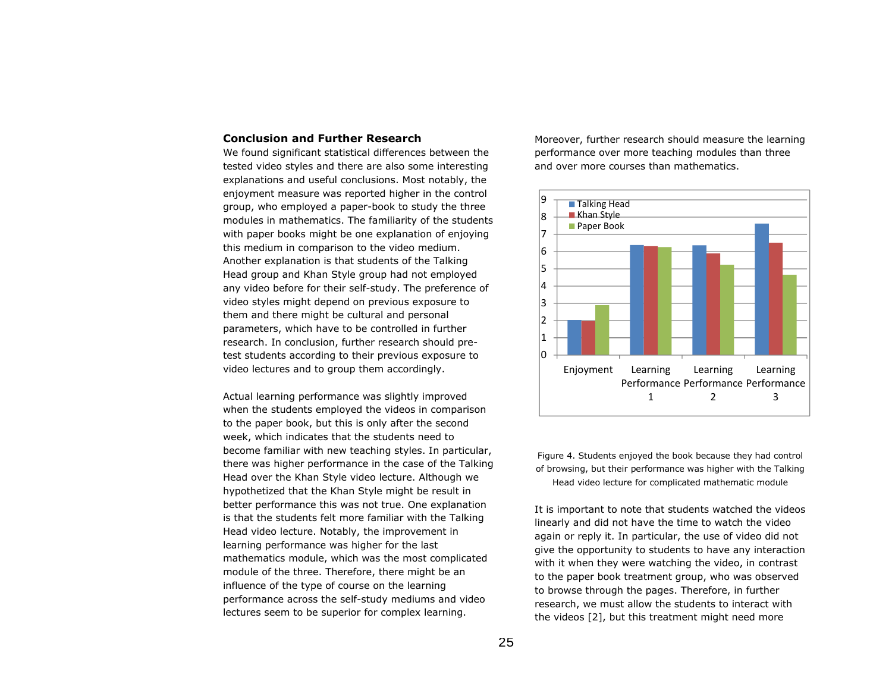## Conclusion and Further Research

We found significant statistical differences between the tested video styles and there are also some interesting explanations and useful conclusions. Most notably, the enjoyment measure was reported higher in the control group, who employed a paper-book to study the three modules in mathematics. The familiarity of the students with paper books might be one explanation of enjoying this medium in comparison to the video medium. Another explanation is that students of the Talking Head group and Khan Style group had not employed any video before for their self-study. The preference of video styles might depend on previous exposure to them and there might be cultural and personal parameters, which have to be controlled in further research. In conclusion, further research should pre-test students according to their previous exposure to video lectures and to group them accordingly.

Actual learning performance was slightly improved when the students employed the videos in comparison to the paper book, but this is only after the second week, which indicates that the students need to become familiar with new teaching styles. In particular, there was higher performance in the case of the Talking Head over the Khan Style video lecture. Although we hypothetized that the Khan Style might be result in better performance this was not true. One explanation is that the students felt more familiar with the Talking Head video lecture. Notably, the improvement in learning performance was higher for the last mathematics module, which was the most complicated module of the three. Therefore, there might be an influence of the type of course on the learning performance across the self-study mediums and video lectures seem to be superior for complex learning.

Moreover, further research should measure the learning performance over more teaching modules than three and over more courses than mathematics.

Figure 4. Students enjoyed the book because they had control of browsing, but their performance was higher with the Talking Head video lecture for complicated mathematic module

It is important to note that students watched the videos linearly and did not have the time to watch the video again or reply it. In particular, the use of video did not give the opportunity to students to have any interaction with it when they were watching the video, in contrast to the paper book treatment group, who was observed to browse through the pages. Therefore, in further research, we must allow the students to interact with the videos [2], but this treatment might need more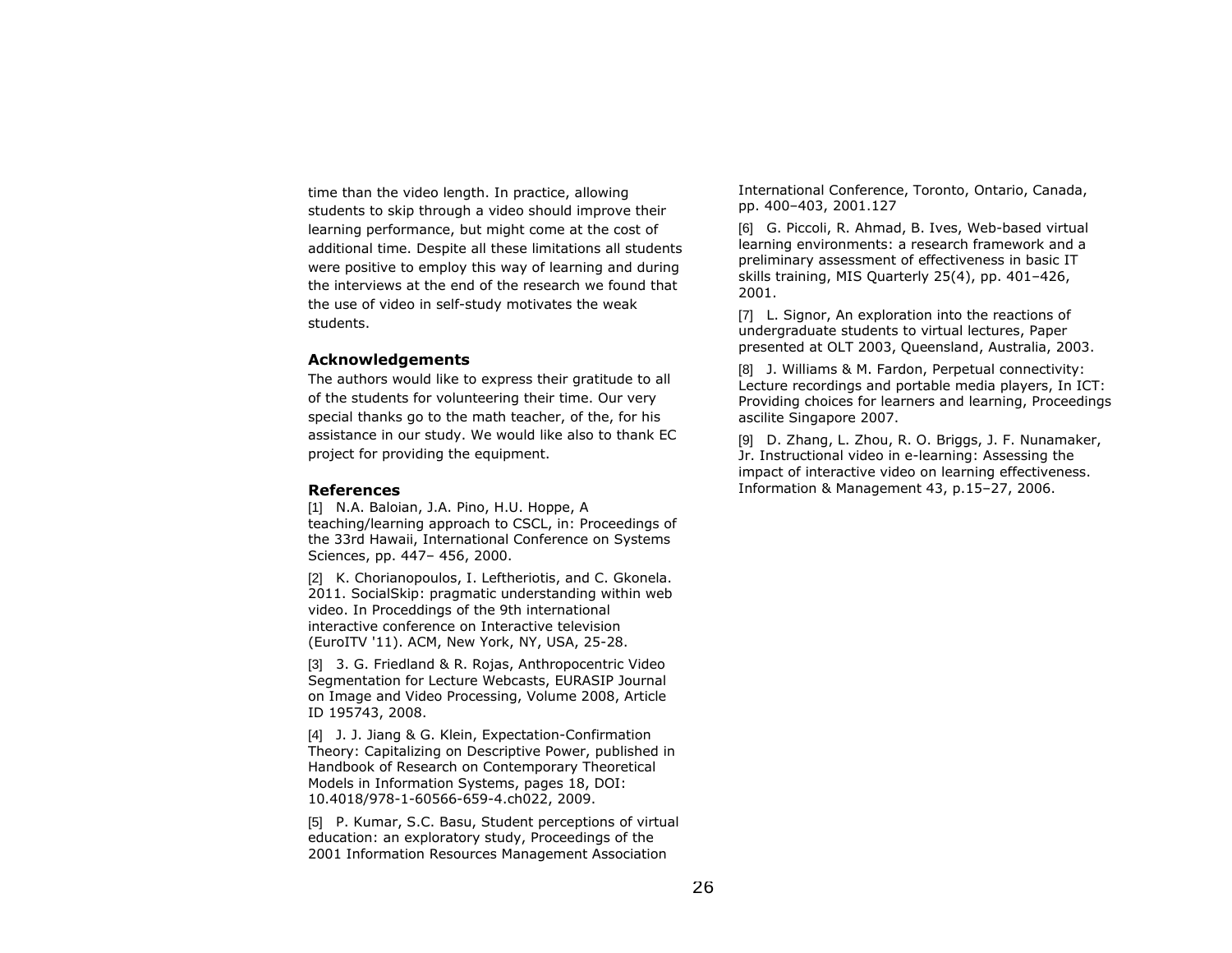time than the video length. In practice, allowing students to skip through a video should improve their learning performance, but might come at the cost of additional time. Despite all these limitations all students were positive to employ this way of learning and during the interviews at the end of the research we found that the use of video in self-study motivates the weak students.

### Acknowledgements

The authors would like to express their gratitude to all of the students for volunteering their time. Our very special thanks go to the math teacher, of the, for his assistance in our study. We would like also to thank EC project for providing the equipment.

### References

[1] N.A. Baloian, J.A. Pino, H.U. Hoppe, A teaching/learning approach to CSCL, in: Proceedings of the 33rd Hawaii, International Conference on Systems Sciences, pp. 447– 456, 2000.

[2] K. Chorianopoulos, I. Leftheriotis, and C. Gkonela. 2011. SocialSkip: pragmatic understanding within web video. In Proceddings of the 9th international interactive conference on Interactive television (EuroITV '11). ACM, New York, NY, USA, 25-28.

[3] 3. G. Friedland & R. Rojas, Anthropocentric Video Segmentation for Lecture Webcasts, EURASIP Journal on Image and Video Processing, Volume 2008, Article ID 195743, 2008.

[4] J. J. Jiang & G. Klein, Expectation-Confirmation Theory: Capitalizing on Descriptive Power, published in Handbook of Research on Contemporary Theoretical Models in Information Systems, pages 18, DOI: 10.4018/978-1-60566-659-4.ch022, 2009.

[5] P. Kumar, S.C. Basu, Student perceptions of virtual education: an exploratory study, Proceedings of the 2001 Information Resources Management Association International Conference, Toronto, Ontario, Canada, pp. 400–403, 2001.127

[6] G. Piccoli, R. Ahmad, B. Ives, Web-based virtual learning environments: a research framework and a preliminary assessment of effectiveness in basic IT skills training, MIS Quarterly 25(4), pp. 401–426, 2001.

[7] L. Signor, An exploration into the reactions of undergraduate students to virtual lectures, Paper presented at OLT 2003, Queensland, Australia, 2003.

[8] J. Williams & M. Fardon, Perpetual connectivity: Lecture recordings and portable media players, In ICT: Providing choices for learners and learning, Proceedings ascilite Singapore 2007.

[9] D. Zhang, L. Zhou, R. O. Briggs, J. F. Nunamaker, Jr. Instructional video in e-learning: Assessing the impact of interactive video on learning effectiveness. Information & Management 43, p.15–27, 2006.